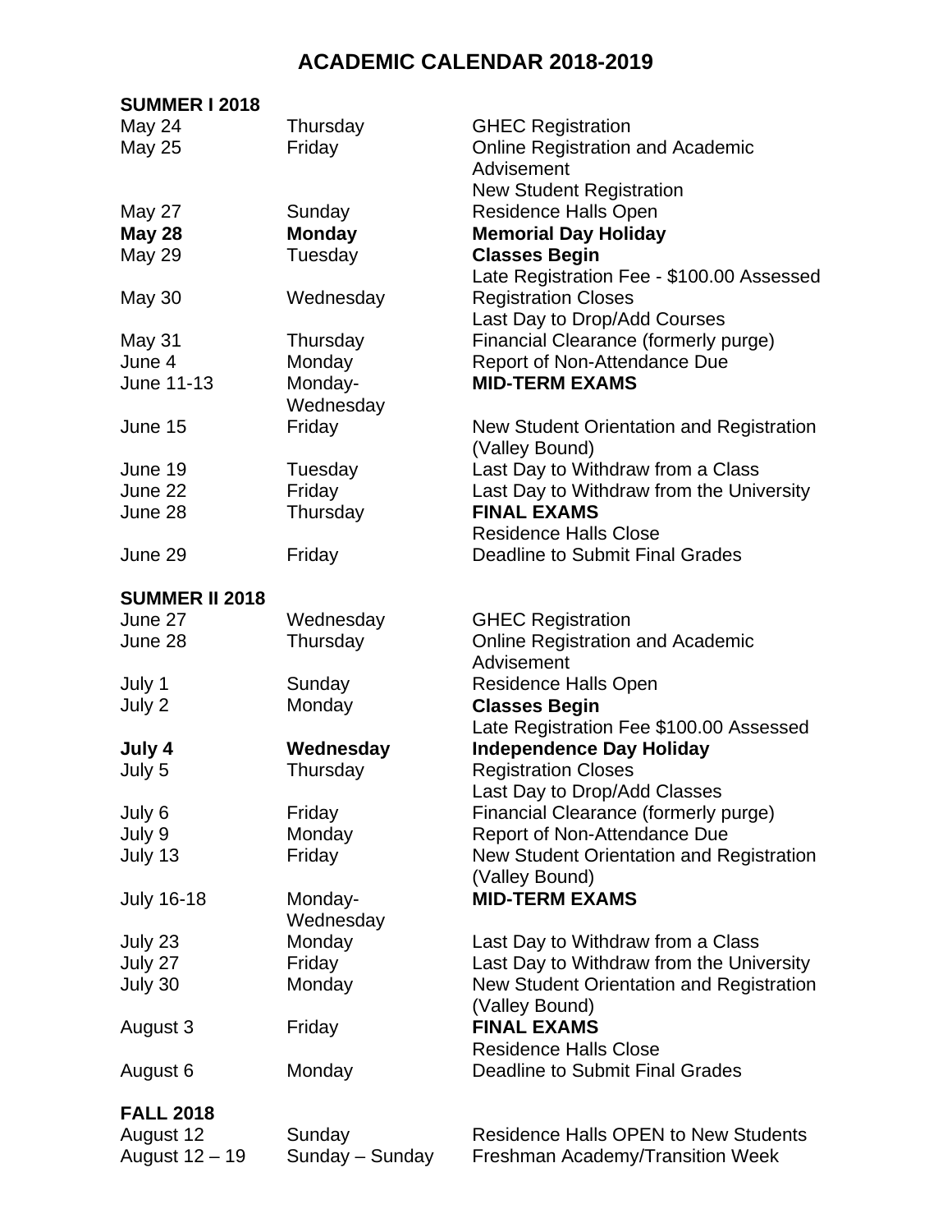# ACADEMIC CALENDAR 2018-2019

## SUMMER I 2018

| | | |
|---|---|---|
| May 24 | Thursday | GHEC Registration |
| May 25 | Friday | Online Registration and Academic Advisement<br>New Student Registration |
| May 27 | Sunday | Residence Halls Open |
| **May 28** | **Monday** | **Memorial Day Holiday** |
| May 29 | Tuesday | **Classes Begin**<br>Late Registration Fee - $100.00 Assessed |
| May 30 | Wednesday | Registration Closes<br>Last Day to Drop/Add Courses |
| May 31 | Thursday | Financial Clearance (formerly purge) |
| June 4 | Monday | Report of Non-Attendance Due |
| June 11-13 | Monday-Wednesday | **MID-TERM EXAMS** |
| June 15 | Friday | New Student Orientation and Registration (Valley Bound) |
| June 19 | Tuesday | Last Day to Withdraw from a Class |
| June 22 | Friday | Last Day to Withdraw from the University |
| June 28 | Thursday | **FINAL EXAMS**<br>Residence Halls Close |
| June 29 | Friday | Deadline to Submit Final Grades |

## SUMMER II 2018

| | | |
|---|---|---|
| June 27 | Wednesday | GHEC Registration |
| June 28 | Thursday | Online Registration and Academic Advisement |
| July 1 | Sunday | Residence Halls Open |
| July 2 | Monday | **Classes Begin**<br>Late Registration Fee $100.00 Assessed |
| **July 4** | **Wednesday** | **Independence Day Holiday** |
| July 5 | Thursday | Registration Closes<br>Last Day to Drop/Add Classes |
| July 6 | Friday | Financial Clearance (formerly purge) |
| July 9 | Monday | Report of Non-Attendance Due |
| July 13 | Friday | New Student Orientation and Registration (Valley Bound) |
| July 16-18 | Monday-Wednesday | **MID-TERM EXAMS** |
| July 23 | Monday | Last Day to Withdraw from a Class |
| July 27 | Friday | Last Day to Withdraw from the University |
| July 30 | Monday | New Student Orientation and Registration (Valley Bound) |
| August 3 | Friday | **FINAL EXAMS**<br>Residence Halls Close |
| August 6 | Monday | Deadline to Submit Final Grades |

## FALL 2018

| | | |
|---|---|---|
| August 12 | Sunday | Residence Halls OPEN to New Students |
| August 12 – 19 | Sunday – Sunday | Freshman Academy/Transition Week |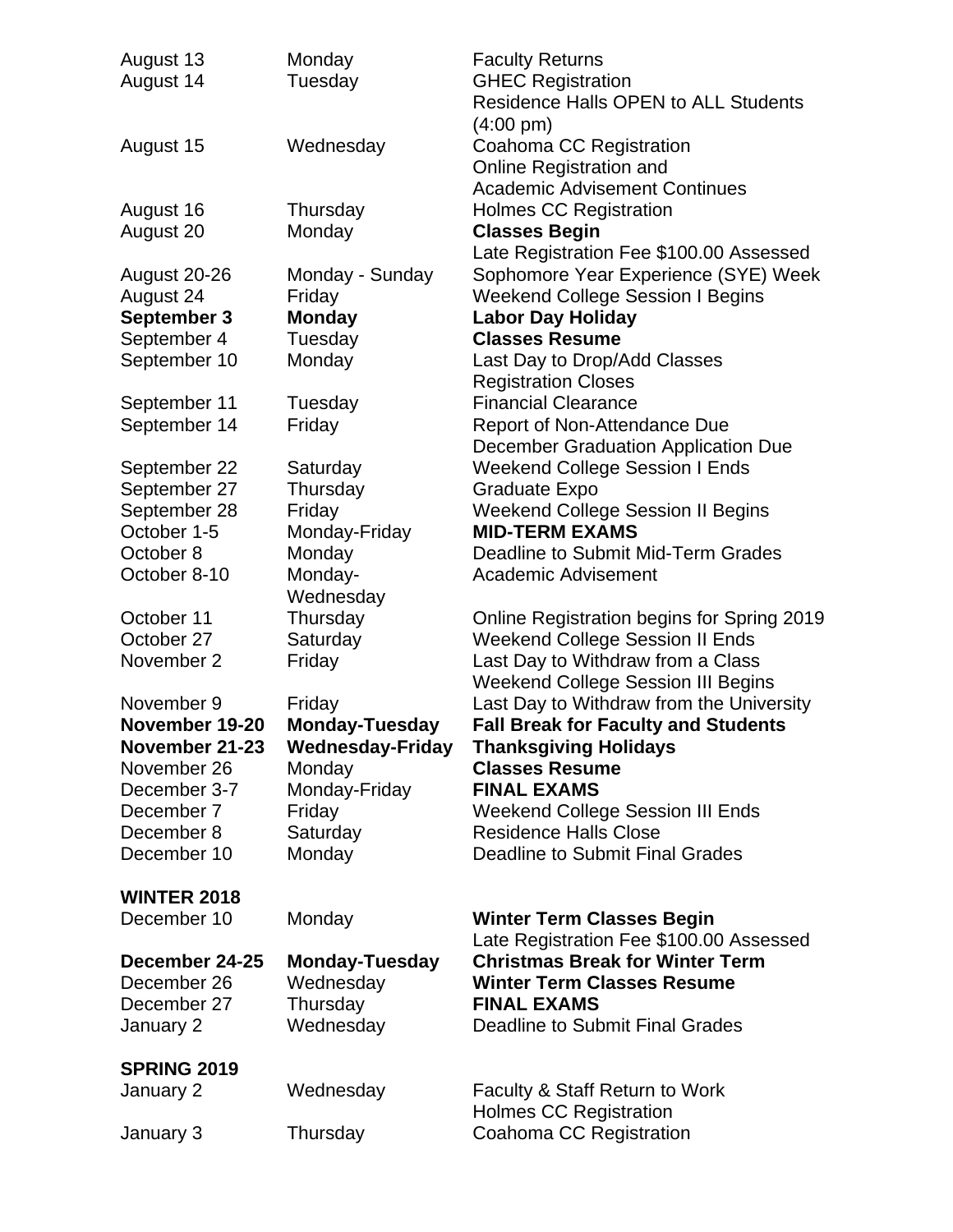| | | |
|---|---|---|
| August 13 | Monday | Faculty Returns |
| August 14 | Tuesday | GHEC Registration<br>Residence Halls OPEN to ALL Students (4:00 pm) |
| August 15 | Wednesday | Coahoma CC Registration<br>Online Registration and Academic Advisement Continues |
| August 16 | Thursday | Holmes CC Registration |
| August 20 | Monday | **Classes Begin**<br>Late Registration Fee $100.00 Assessed |
| August 20-26 | Monday - Sunday | Sophomore Year Experience (SYE) Week |
| August 24 | Friday | Weekend College Session I Begins |
| **September 3** | **Monday** | **Labor Day Holiday** |
| September 4 | Tuesday | **Classes Resume** |
| September 10 | Monday | Last Day to Drop/Add Classes<br>Registration Closes |
| September 11 | Tuesday | Financial Clearance |
| September 14 | Friday | Report of Non-Attendance Due<br>December Graduation Application Due |
| September 22 | Saturday | Weekend College Session I Ends |
| September 27 | Thursday | Graduate Expo |
| September 28 | Friday | Weekend College Session II Begins |
| October 1-5 | Monday-Friday | **MID-TERM EXAMS** |
| October 8 | Monday | Deadline to Submit Mid-Term Grades |
| October 8-10 | Monday-Wednesday | Academic Advisement |
| October 11 | Thursday | Online Registration begins for Spring 2019 |
| October 27 | Saturday | Weekend College Session II Ends |
| November 2 | Friday | Last Day to Withdraw from a Class<br>Weekend College Session III Begins |
| November 9 | Friday | Last Day to Withdraw from the University |
| **November 19-20** | **Monday-Tuesday** | **Fall Break for Faculty and Students** |
| **November 21-23** | **Wednesday-Friday** | **Thanksgiving Holidays** |
| November 26 | Monday | **Classes Resume** |
| December 3-7 | Monday-Friday | **FINAL EXAMS** |
| December 7 | Friday | Weekend College Session III Ends |
| December 8 | Saturday | Residence Halls Close |
| December 10 | Monday | Deadline to Submit Final Grades |

**WINTER 2018**

| | | |
|---|---|---|
| December 10 | Monday | **Winter Term Classes Begin**<br>Late Registration Fee $100.00 Assessed |
| **December 24-25** | **Monday-Tuesday** | **Christmas Break for Winter Term** |
| December 26 | Wednesday | **Winter Term Classes Resume** |
| December 27 | Thursday | **FINAL EXAMS** |
| January 2 | Wednesday | Deadline to Submit Final Grades |

**SPRING 2019**

| | | |
|---|---|---|
| January 2 | Wednesday | Faculty & Staff Return to Work<br>Holmes CC Registration |
| January 3 | Thursday | Coahoma CC Registration |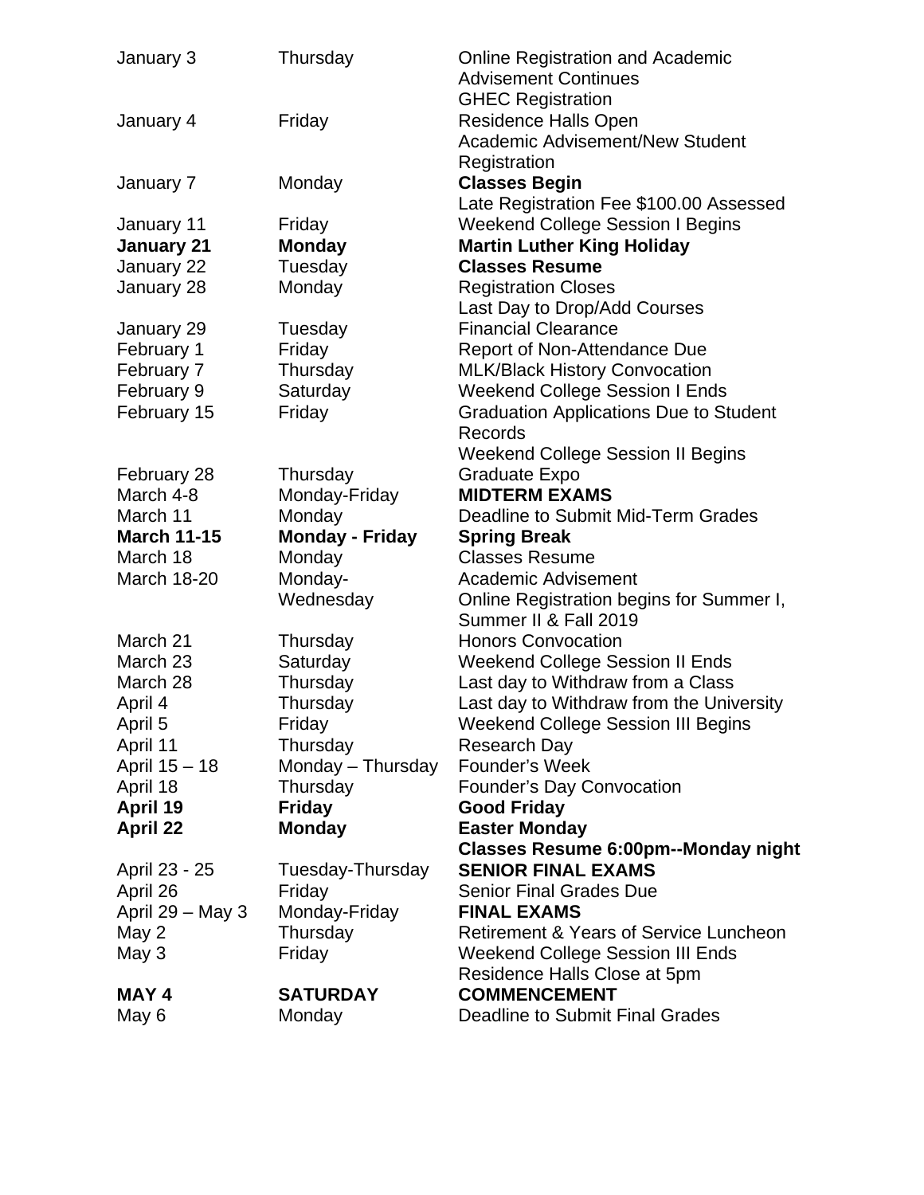| | | |
|---|---|---|
| January 3 | Thursday | Online Registration and Academic Advisement Continues<br>GHEC Registration |
| January 4 | Friday | Residence Halls Open<br>Academic Advisement/New Student Registration |
| January 7 | Monday | **Classes Begin**<br>Late Registration Fee $100.00 Assessed |
| January 11 | Friday | Weekend College Session I Begins |
| **January 21** | **Monday** | **Martin Luther King Holiday** |
| January 22 | Tuesday | **Classes Resume** |
| January 28 | Monday | Registration Closes<br>Last Day to Drop/Add Courses |
| January 29 | Tuesday | Financial Clearance |
| February 1 | Friday | Report of Non-Attendance Due |
| February 7 | Thursday | MLK/Black History Convocation |
| February 9 | Saturday | Weekend College Session I Ends |
| February 15 | Friday | Graduation Applications Due to Student Records<br>Weekend College Session II Begins |
| February 28 | Thursday | Graduate Expo |
| March 4-8 | Monday-Friday | **MIDTERM EXAMS** |
| March 11 | Monday | Deadline to Submit Mid-Term Grades |
| **March 11-15** | **Monday - Friday** | **Spring Break** |
| March 18 | Monday | Classes Resume |
| March 18-20 | Monday-Wednesday | Academic Advisement<br>Online Registration begins for Summer I, Summer II & Fall 2019 |
| March 21 | Thursday | Honors Convocation |
| March 23 | Saturday | Weekend College Session II Ends |
| March 28 | Thursday | Last day to Withdraw from a Class |
| April 4 | Thursday | Last day to Withdraw from the University |
| April 5 | Friday | Weekend College Session III Begins |
| April 11 | Thursday | Research Day |
| April 15 – 18 | Monday – Thursday | Founder's Week |
| April 18 | Thursday | Founder's Day Convocation |
| **April 19** | **Friday** | **Good Friday** |
| **April 22** | **Monday** | **Easter Monday**<br>**Classes Resume 6:00pm--Monday night** |
| April 23 - 25 | Tuesday-Thursday | **SENIOR FINAL EXAMS** |
| April 26 | Friday | Senior Final Grades Due |
| April 29 – May 3 | Monday-Friday | **FINAL EXAMS** |
| May 2 | Thursday | Retirement & Years of Service Luncheon |
| May 3 | Friday | Weekend College Session III Ends<br>Residence Halls Close at 5pm |
| **MAY 4** | **SATURDAY** | **COMMENCEMENT** |
| May 6 | Monday | Deadline to Submit Final Grades |